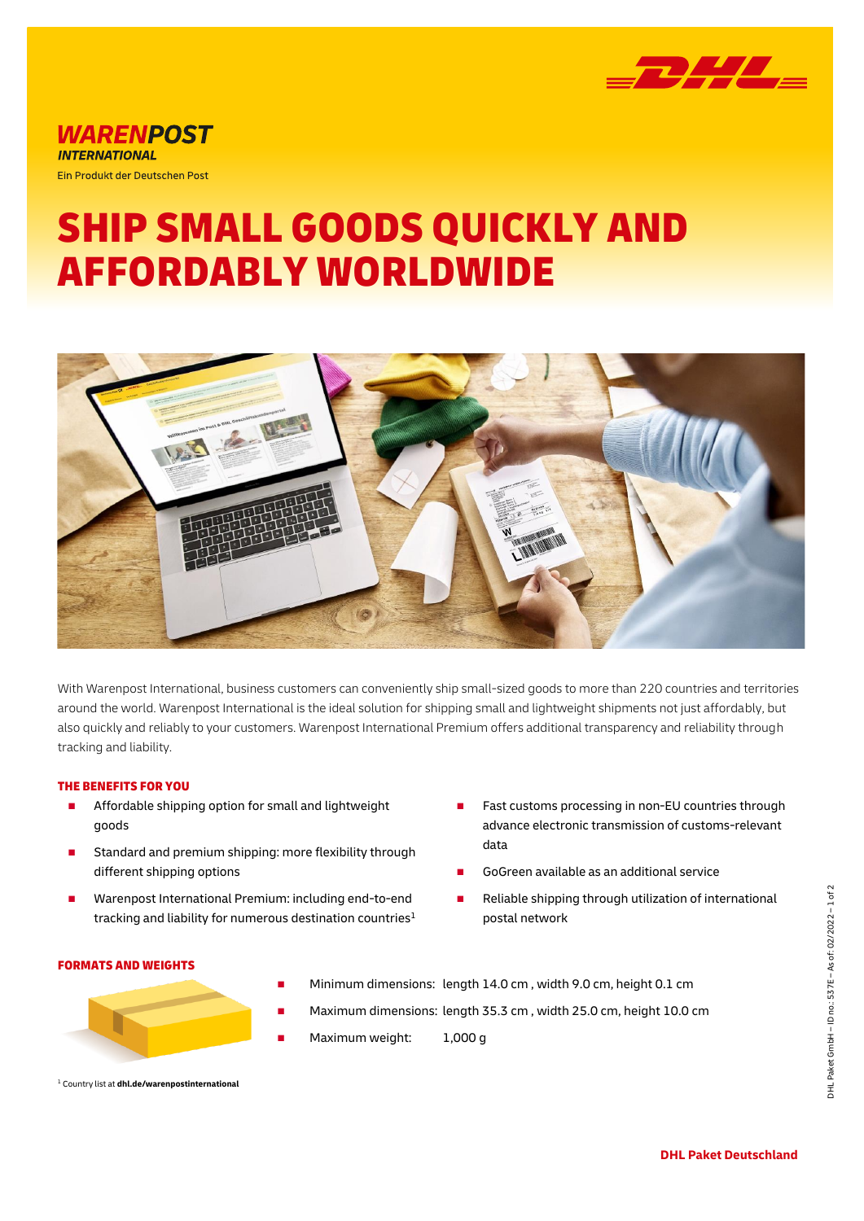**WARENPOST**
***INTERNATIONAL***
Ein Produkt der Deutschen Post

# SHIP SMALL GOODS QUICKLY AND AFFORDABLY WORLDWIDE

With Warenpost International, business customers can conveniently ship small-sized goods to more than 220 countries and territories around the world. Warenpost International is the ideal solution for shipping small and lightweight shipments not just affordably, but also quickly and reliably to your customers. Warenpost International Premium offers additional transparency and reliability through tracking and liability.

## THE BENEFITS FOR YOU

- Affordable shipping option for small and lightweight goods
- Standard and premium shipping: more flexibility through different shipping options
- Warenpost International Premium: including end-to-end tracking and liability for numerous destination countries[1]
- Fast customs processing in non-EU countries through advance electronic transmission of customs-relevant data
- GoGreen available as an additional service
- Reliable shipping through utilization of international postal network

## FORMATS AND WEIGHTS

- Minimum dimensions: length 14.0 cm , width 9.0 cm, height 0.1 cm
- Maximum dimensions: length 35.3 cm , width 25.0 cm, height 10.0 cm
- Maximum weight: 1,000 g

[1] Country list at **dhl.de/warenpostinternational**

DHL Paket GmbH – ID no.: 537E – As of: 02/2022

**DHL Paket Deutschland**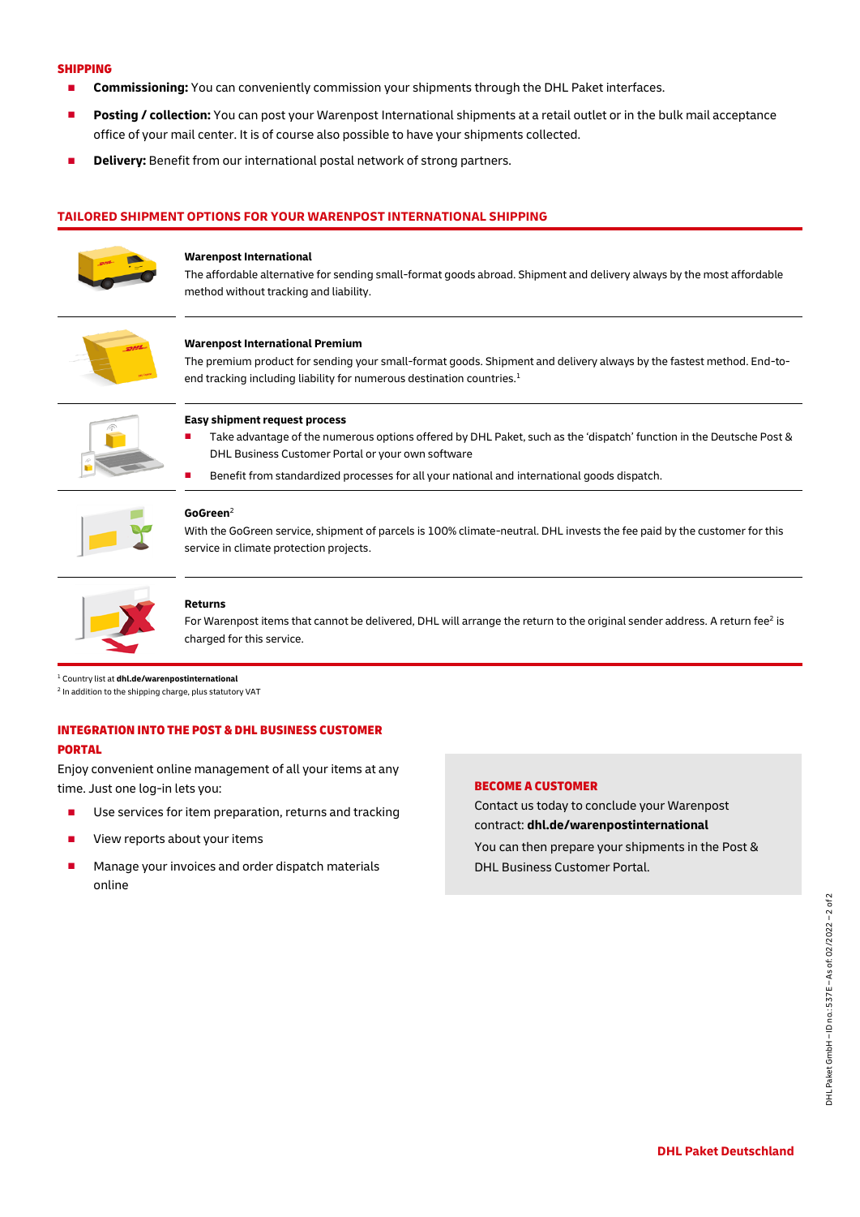## SHIPPING

- **Commissioning:** You can conveniently commission your shipments through the DHL Paket interfaces.
- **Posting / collection:** You can post your Warenpost International shipments at a retail outlet or in the bulk mail acceptance office of your mail center. It is of course also possible to have your shipments collected.
- **Delivery:** Benefit from our international postal network of strong partners.

## TAILORED SHIPMENT OPTIONS FOR YOUR WARENPOST INTERNATIONAL SHIPPING

**Warenpost International**

The affordable alternative for sending small-format goods abroad. Shipment and delivery always by the most affordable method without tracking and liability.

**Warenpost International Premium**

The premium product for sending your small-format goods. Shipment and delivery always by the fastest method. End-to-end tracking including liability for numerous destination countries.[1]

**Easy shipment request process**

- Take advantage of the numerous options offered by DHL Paket, such as the 'dispatch' function in the Deutsche Post & DHL Business Customer Portal or your own software
- Benefit from standardized processes for all your national and international goods dispatch.

**GoGreen**[2]

With the GoGreen service, shipment of parcels is 100% climate-neutral. DHL invests the fee paid by the customer for this service in climate protection projects.

**Returns**

For Warenpost items that cannot be delivered, DHL will arrange the return to the original sender address. A return fee[2] is charged for this service.

[1] Country list at **dhl.de/warenpostinternational**
[2] In addition to the shipping charge, plus statutory VAT

## INTEGRATION INTO THE POST & DHL BUSINESS CUSTOMER PORTAL

Enjoy convenient online management of all your items at any time. Just one log-in lets you:

- Use services for item preparation, returns and tracking
- View reports about your items
- Manage your invoices and order dispatch materials online

## BECOME A CUSTOMER

Contact us today to conclude your Warenpost contract: **dhl.de/warenpostinternational**

You can then prepare your shipments in the Post & DHL Business Customer Portal.

DHL Paket GmbH – ID no.: 537E – As of: 02/2022

**DHL Paket Deutschland**